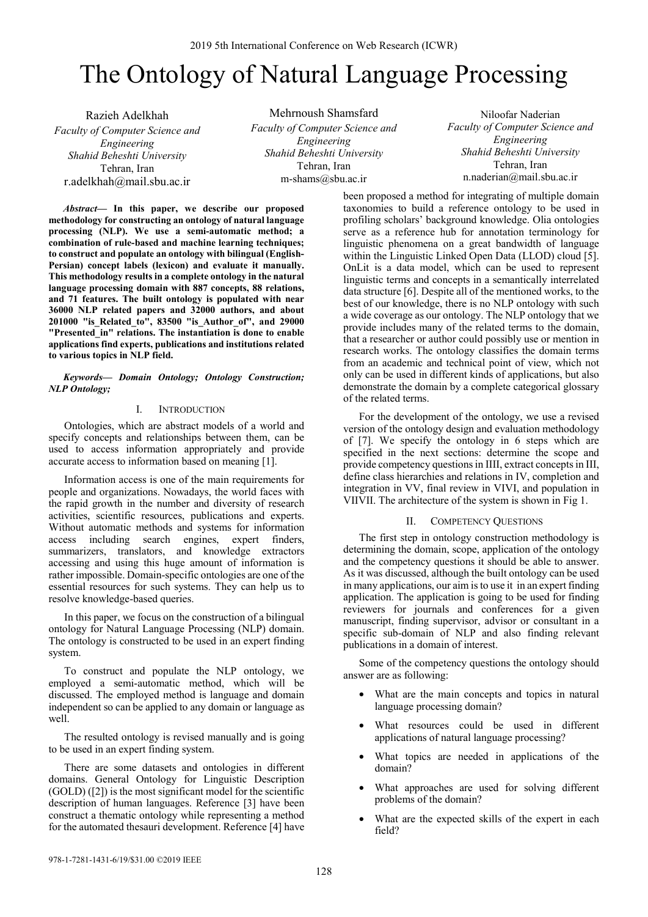# The Ontology of Natural Language Processing

Razieh Adelkhah
*Faculty of Computer Science and Engineering*
*Shahid Beheshti University*
Tehran, Iran
r.adelkhah@mail.sbu.ac.ir

Mehrnoush Shamsfard
*Faculty of Computer Science and Engineering*
*Shahid Beheshti University*
Tehran, Iran
m-shams@sbu.ac.ir

Niloofar Naderian
*Faculty of Computer Science and Engineering*
*Shahid Beheshti University*
Tehran, Iran
n.naderian@mail.sbu.ac.ir

***Abstract*— In this paper, we describe our proposed methodology for constructing an ontology of natural language processing (NLP). We use a semi-automatic method; a combination of rule-based and machine learning techniques; to construct and populate an ontology with bilingual (English-Persian) concept labels (lexicon) and evaluate it manually. This methodology results in a complete ontology in the natural language processing domain with 887 concepts, 88 relations, and 71 features. The built ontology is populated with near 36000 NLP related papers and 32000 authors, and about 201000 "is_Related_to", 83500 "is_Author_of", and 29000 "Presented_in" relations. The instantiation is done to enable applications find experts, publications and institutions related to various topics in NLP field.**

***Keywords*— *Domain Ontology; Ontology Construction; NLP Ontology;***

## I. Introduction

Ontologies, which are abstract models of a world and specify concepts and relationships between them, can be used to access information appropriately and provide accurate access to information based on meaning [1].

Information access is one of the main requirements for people and organizations. Nowadays, the world faces with the rapid growth in the number and diversity of research activities, scientific resources, publications and experts. Without automatic methods and systems for information access including search engines, expert finders, summarizers, translators, and knowledge extractors accessing and using this huge amount of information is rather impossible. Domain-specific ontologies are one of the essential resources for such systems. They can help us to resolve knowledge-based queries.

In this paper, we focus on the construction of a bilingual ontology for Natural Language Processing (NLP) domain. The ontology is constructed to be used in an expert finding system.

To construct and populate the NLP ontology, we employed a semi-automatic method, which will be discussed. The employed method is language and domain independent so can be applied to any domain or language as well.

The resulted ontology is revised manually and is going to be used in an expert finding system.

There are some datasets and ontologies in different domains. General Ontology for Linguistic Description (GOLD) ([2]) is the most significant model for the scientific description of human languages. Reference [3] have been construct a thematic ontology while representing a method for the automated thesauri development. Reference [4] have been proposed a method for integrating of multiple domain taxonomies to build a reference ontology to be used in profiling scholars' background knowledge. Olia ontologies serve as a reference hub for annotation terminology for linguistic phenomena on a great bandwidth of language within the Linguistic Linked Open Data (LLOD) cloud [5]. OnLit is a data model, which can be used to represent linguistic terms and concepts in a semantically interrelated data structure [6]. Despite all of the mentioned works, to the best of our knowledge, there is no NLP ontology with such a wide coverage as our ontology. The NLP ontology that we provide includes many of the related terms to the domain, that a researcher or author could possibly use or mention in research works. The ontology classifies the domain terms from an academic and technical point of view, which not only can be used in different kinds of applications, but also demonstrate the domain by a complete categorical glossary of the related terms.

For the development of the ontology, we use a revised version of the ontology design and evaluation methodology of [7]. We specify the ontology in 6 steps which are specified in the next sections: determine the scope and provide competency questions in IIII, extract concepts in III, define class hierarchies and relations in IV, completion and integration in VV, final review in VIVI, and population in VIIVII. The architecture of the system is shown in Fig 1.

## II. Competency Questions

The first step in ontology construction methodology is determining the domain, scope, application of the ontology and the competency questions it should be able to answer. As it was discussed, although the built ontology can be used in many applications, our aim is to use it in an expert finding application. The application is going to be used for finding reviewers for journals and conferences for a given manuscript, finding supervisor, advisor or consultant in a specific sub-domain of NLP and also finding relevant publications in a domain of interest.

Some of the competency questions the ontology should answer are as following:

- What are the main concepts and topics in natural language processing domain?
- What resources could be used in different applications of natural language processing?
- What topics are needed in applications of the domain?
- What approaches are used for solving different problems of the domain?
- What are the expected skills of the expert in each field?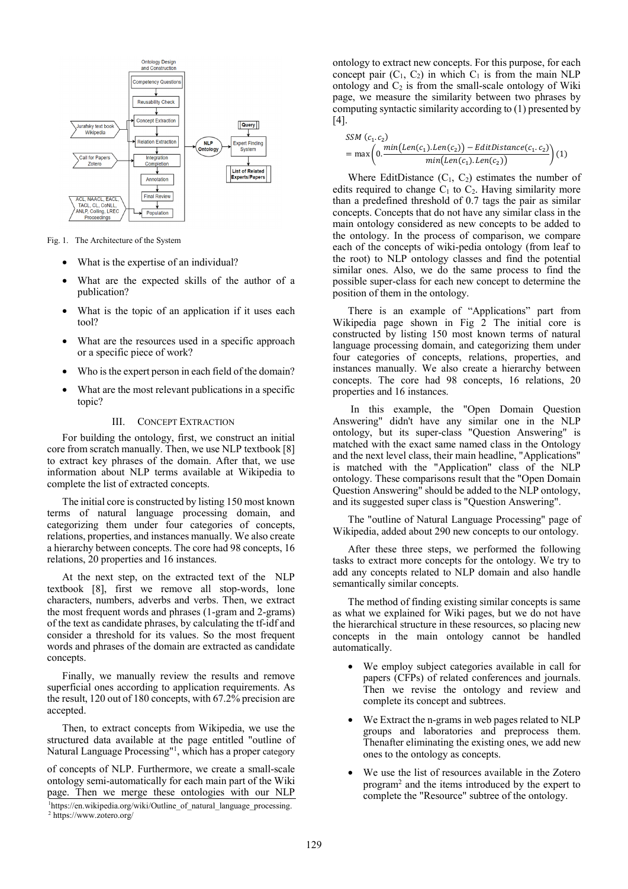Fig. 1. The Architecture of the System

- What is the expertise of an individual?
- What are the expected skills of the author of a publication?
- What is the topic of an application if it uses each tool?
- What are the resources used in a specific approach or a specific piece of work?
- Who is the expert person in each field of the domain?
- What are the most relevant publications in a specific topic?

## III. Concept Extraction

For building the ontology, first, we construct an initial core from scratch manually. Then, we use NLP textbook [8] to extract key phrases of the domain. After that, we use information about NLP terms available at Wikipedia to complete the list of extracted concepts.

The initial core is constructed by listing 150 most known terms of natural language processing domain, and categorizing them under four categories of concepts, relations, properties, and instances manually. We also create a hierarchy between concepts. The core had 98 concepts, 16 relations, 20 properties and 16 instances.

At the next step, on the extracted text of the NLP textbook [8], first we remove all stop-words, lone characters, numbers, adverbs and verbs. Then, we extract the most frequent words and phrases (1-gram and 2-grams) of the text as candidate phrases, by calculating the tf-idf and consider a threshold for its values. So the most frequent words and phrases of the domain are extracted as candidate concepts.

Finally, we manually review the results and remove superficial ones according to application requirements. As the result, 120 out of 180 concepts, with 67.2% precision are accepted.

Then, to extract concepts from Wikipedia, we use the structured data available at the page entitled "outline of Natural Language Processing"[1], which has a proper category of concepts of NLP. Furthermore, we create a small-scale ontology semi-automatically for each main part of the Wiki page. Then we merge these ontologies with our NLP ontology to extract new concepts. For this purpose, for each concept pair ($C_1$, $C_2$) in which $C_1$ is from the main NLP ontology and $C_2$ is from the small-scale ontology of Wiki page, we measure the similarity between two phrases by computing syntactic similarity according to (1) presented by [4].

$$SSM\,(c_1.c_2) = \max\left(0.\frac{min\big(Len(c_1).Len(c_2)\big) - EditDistance(c_1.c_2)}{min\big(Len(c_1).Len(c_2)\big)}\right) \quad (1)$$

Where EditDistance ($C_1$, $C_2$) estimates the number of edits required to change $C_1$ to $C_2$. Having similarity more than a predefined threshold of 0.7 tags the pair as similar concepts. Concepts that do not have any similar class in the main ontology considered as new concepts to be added to the ontology. In the process of comparison, we compare each of the concepts of wiki-pedia ontology (from leaf to the root) to NLP ontology classes and find the potential similar ones. Also, we do the same process to find the possible super-class for each new concept to determine the position of them in the ontology.

There is an example of "Applications" part from Wikipedia page shown in Fig 2 The initial core is constructed by listing 150 most known terms of natural language processing domain, and categorizing them under four categories of concepts, relations, properties, and instances manually. We also create a hierarchy between concepts. The core had 98 concepts, 16 relations, 20 properties and 16 instances.

In this example, the "Open Domain Question Answering" didn't have any similar one in the NLP ontology, but its super-class "Question Answering" is matched with the exact same named class in the Ontology and the next level class, their main headline, "Applications" is matched with the "Application" class of the NLP ontology. These comparisons result that the "Open Domain Question Answering" should be added to the NLP ontology, and its suggested super class is "Question Answering".

The "outline of Natural Language Processing" page of Wikipedia, added about 290 new concepts to our ontology.

After these three steps, we performed the following tasks to extract more concepts for the ontology. We try to add any concepts related to NLP domain and also handle semantically similar concepts.

The method of finding existing similar concepts is same as what we explained for Wiki pages, but we do not have the hierarchical structure in these resources, so placing new concepts in the main ontology cannot be handled automatically.

- We employ subject categories available in call for papers (CFPs) of related conferences and journals. Then we revise the ontology and review and complete its concept and subtrees.
- We Extract the n-grams in web pages related to NLP groups and laboratories and preprocess them. Thenafter eliminating the existing ones, we add new ones to the ontology as concepts.
- We use the list of resources available in the Zotero program[2] and the items introduced by the expert to complete the "Resource" subtree of the ontology.

[1] https://en.wikipedia.org/wiki/Outline_of_natural_language_processing.
[2] https://www.zotero.org/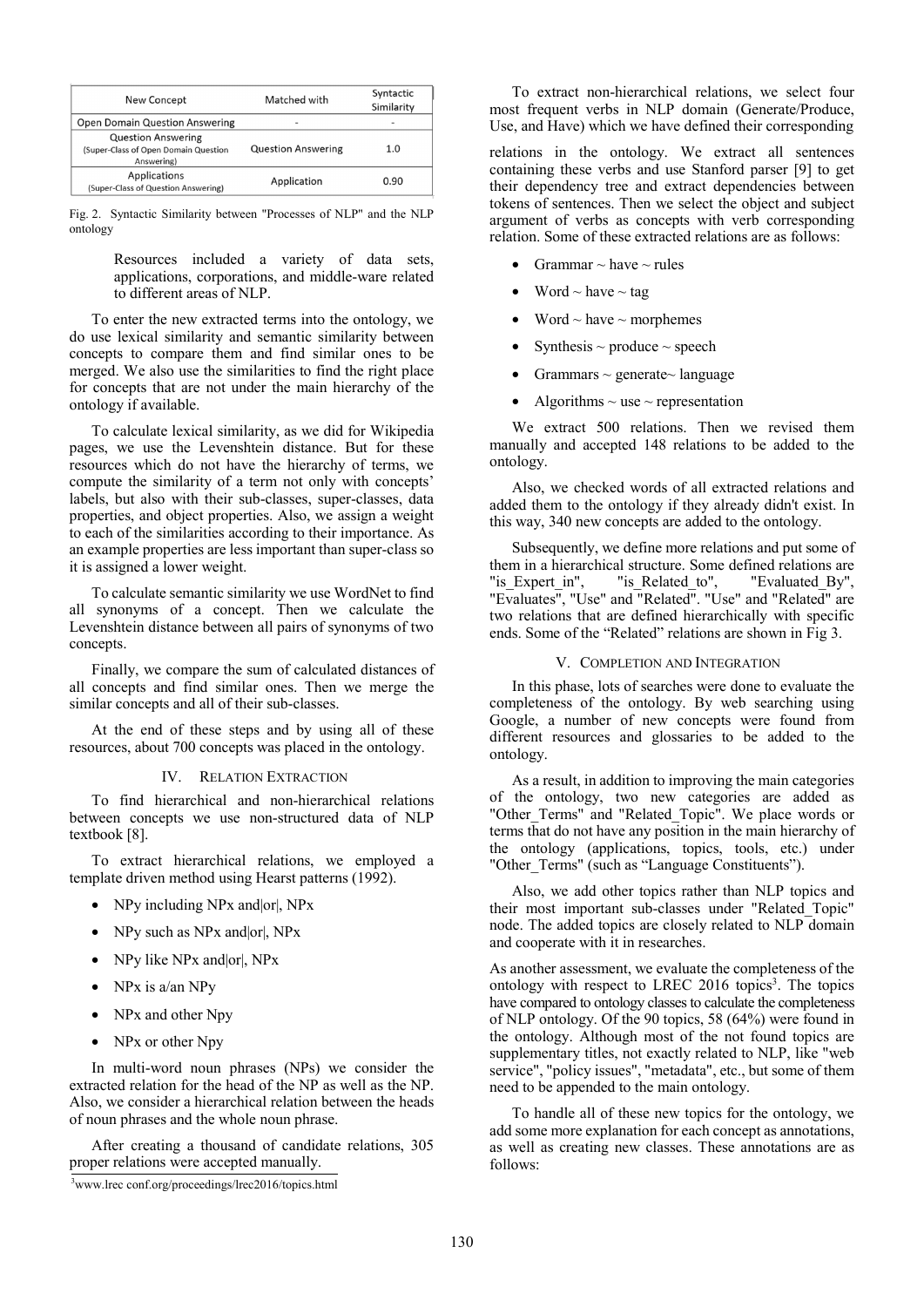| New Concept | Matched with | Syntactic Similarity |
|---|---|---|
| Open Domain Question Answering | - | - |
| Question Answering (Super-Class of Open Domain Question Answering) | Question Answering | 1.0 |
| Applications (Super-Class of Question Answering) | Application | 0.90 |

Fig. 2. Syntactic Similarity between "Processes of NLP" and the NLP ontology

> Resources included a variety of data sets, applications, corporations, and middle-ware related to different areas of NLP.

To enter the new extracted terms into the ontology, we do use lexical similarity and semantic similarity between concepts to compare them and find similar ones to be merged. We also use the similarities to find the right place for concepts that are not under the main hierarchy of the ontology if available.

To calculate lexical similarity, as we did for Wikipedia pages, we use the Levenshtein distance. But for these resources which do not have the hierarchy of terms, we compute the similarity of a term not only with concepts' labels, but also with their sub-classes, super-classes, data properties, and object properties. Also, we assign a weight to each of the similarities according to their importance. As an example properties are less important than super-class so it is assigned a lower weight.

To calculate semantic similarity we use WordNet to find all synonyms of a concept. Then we calculate the Levenshtein distance between all pairs of synonyms of two concepts.

Finally, we compare the sum of calculated distances of all concepts and find similar ones. Then we merge the similar concepts and all of their sub-classes.

At the end of these steps and by using all of these resources, about 700 concepts was placed in the ontology.

## IV. Relation Extraction

To find hierarchical and non-hierarchical relations between concepts we use non-structured data of NLP textbook [8].

To extract hierarchical relations, we employed a template driven method using Hearst patterns (1992).

- NPy including NPx and|or|, NPx
- NPy such as NPx and|or|, NPx
- NPy like NPx and|or|, NPx
- NPx is a/an NPy
- NPx and other Npy
- NPx or other Npy

In multi-word noun phrases (NPs) we consider the extracted relation for the head of the NP as well as the NP. Also, we consider a hierarchical relation between the heads of noun phrases and the whole noun phrase.

After creating a thousand of candidate relations, 305 proper relations were accepted manually.

To extract non-hierarchical relations, we select four most frequent verbs in NLP domain (Generate/Produce, Use, and Have) which we have defined their corresponding relations in the ontology. We extract all sentences containing these verbs and use Stanford parser [9] to get their dependency tree and extract dependencies between tokens of sentences. Then we select the object and subject argument of verbs as concepts with verb corresponding relation. Some of these extracted relations are as follows:

- Grammar ~ have ~ rules
- Word ~ have ~ tag
- Word ~ have ~ morphemes
- Synthesis ~ produce ~ speech
- Grammars ~ generate~ language
- Algorithms ~ use ~ representation

We extract 500 relations. Then we revised them manually and accepted 148 relations to be added to the ontology.

Also, we checked words of all extracted relations and added them to the ontology if they already didn't exist. In this way, 340 new concepts are added to the ontology.

Subsequently, we define more relations and put some of them in a hierarchical structure. Some defined relations are "is_Expert_in", "is_Related_to", "Evaluated_By", "Evaluates", "Use" and "Related". "Use" and "Related" are two relations that are defined hierarchically with specific ends. Some of the "Related" relations are shown in Fig 3.

## V. Completion and Integration

In this phase, lots of searches were done to evaluate the completeness of the ontology. By web searching using Google, a number of new concepts were found from different resources and glossaries to be added to the ontology.

As a result, in addition to improving the main categories of the ontology, two new categories are added as "Other_Terms" and "Related_Topic". We place words or terms that do not have any position in the main hierarchy of the ontology (applications, topics, tools, etc.) under "Other_Terms" (such as "Language Constituents").

Also, we add other topics rather than NLP topics and their most important sub-classes under "Related_Topic" node. The added topics are closely related to NLP domain and cooperate with it in researches.

As another assessment, we evaluate the completeness of the ontology with respect to LREC 2016 topics[3]. The topics have compared to ontology classes to calculate the completeness of NLP ontology. Of the 90 topics, 58 (64%) were found in the ontology. Although most of the not found topics are supplementary titles, not exactly related to NLP, like "web service", "policy issues", "metadata", etc., but some of them need to be appended to the main ontology.

To handle all of these new topics for the ontology, we add some more explanation for each concept as annotations, as well as creating new classes. These annotations are as follows:

[3] www.lrec conf.org/proceedings/lrec2016/topics.html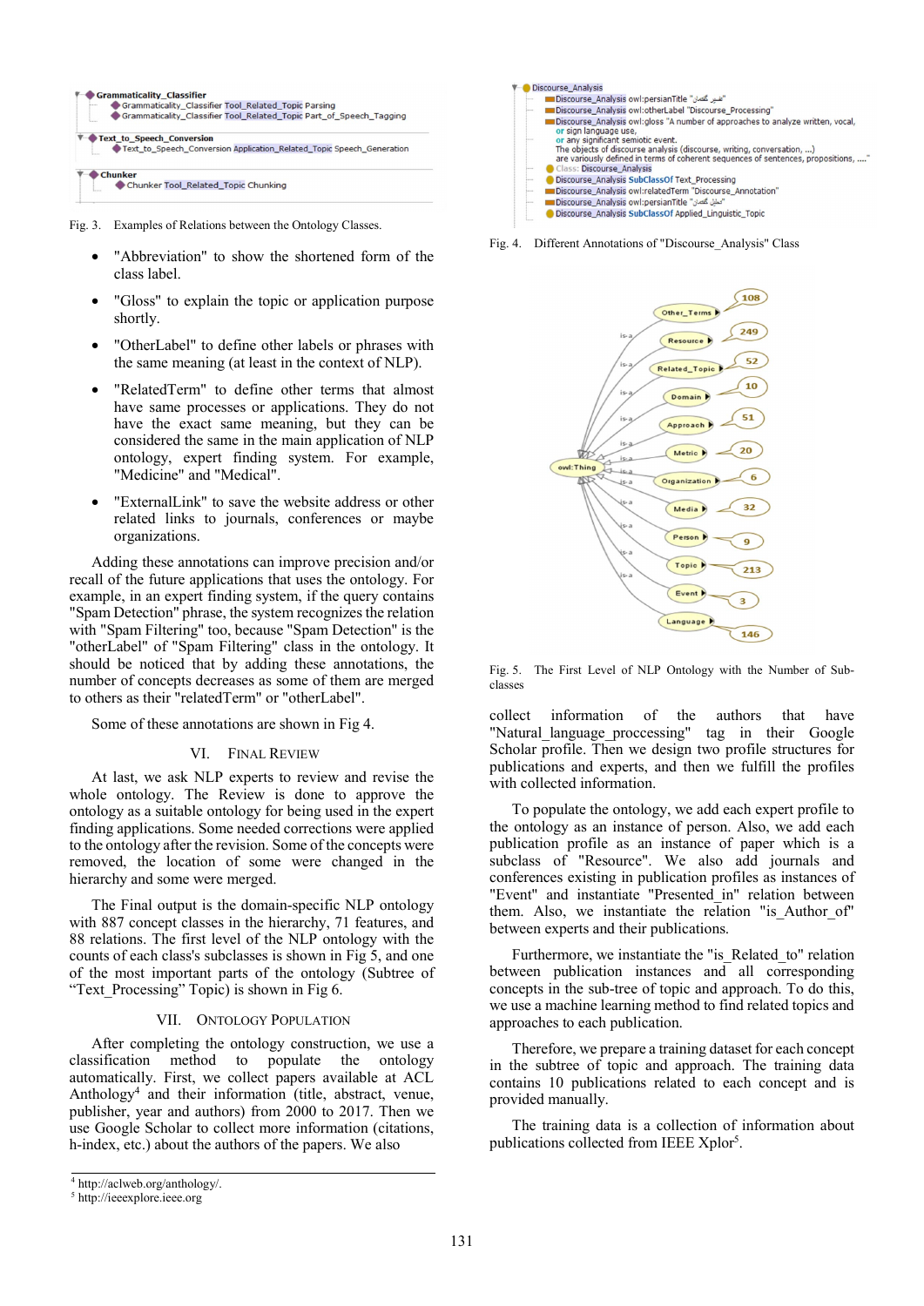Fig. 3. Examples of Relations between the Ontology Classes.

- "Abbreviation" to show the shortened form of the class label.
- "Gloss" to explain the topic or application purpose shortly.
- "OtherLabel" to define other labels or phrases with the same meaning (at least in the context of NLP).
- "RelatedTerm" to define other terms that almost have same processes or applications. They do not have the exact same meaning, but they can be considered the same in the main application of NLP ontology, expert finding system. For example, "Medicine" and "Medical".
- "ExternalLink" to save the website address or other related links to journals, conferences or maybe organizations.

Adding these annotations can improve precision and/or recall of the future applications that uses the ontology. For example, in an expert finding system, if the query contains "Spam Detection" phrase, the system recognizes the relation with "Spam Filtering" too, because "Spam Detection" is the "otherLabel" of "Spam Filtering" class in the ontology. It should be noticed that by adding these annotations, the number of concepts decreases as some of them are merged to others as their "relatedTerm" or "otherLabel".

Some of these annotations are shown in Fig 4.

## VI. Final Review

At last, we ask NLP experts to review and revise the whole ontology. The Review is done to approve the ontology as a suitable ontology for being used in the expert finding applications. Some needed corrections were applied to the ontology after the revision. Some of the concepts were removed, the location of some were changed in the hierarchy and some were merged.

The Final output is the domain-specific NLP ontology with 887 concept classes in the hierarchy, 71 features, and 88 relations. The first level of the NLP ontology with the counts of each class's subclasses is shown in Fig 5, and one of the most important parts of the ontology (Subtree of "Text_Processing" Topic) is shown in Fig 6.

## VII. Ontology Population

After completing the ontology construction, we use a classification method to populate the ontology automatically. First, we collect papers available at ACL Anthology[4] and their information (title, abstract, venue, publisher, year and authors) from 2000 to 2017. Then we use Google Scholar to collect more information (citations, h-index, etc.) about the authors of the papers. We also

Fig. 4. Different Annotations of "Discourse_Analysis" Class

Fig. 5. The First Level of NLP Ontology with the Number of Sub-classes

collect information of the authors that have "Natural_language_proccessing" tag in their Google Scholar profile. Then we design two profile structures for publications and experts, and then we fulfill the profiles with collected information.

To populate the ontology, we add each expert profile to the ontology as an instance of person. Also, we add each publication profile as an instance of paper which is a subclass of "Resource". We also add journals and conferences existing in publication profiles as instances of "Event" and instantiate "Presented_in" relation between them. Also, we instantiate the relation "is_Author_of" between experts and their publications.

Furthermore, we instantiate the "is_Related_to" relation between publication instances and all corresponding concepts in the sub-tree of topic and approach. To do this, we use a machine learning method to find related topics and approaches to each publication.

Therefore, we prepare a training dataset for each concept in the subtree of topic and approach. The training data contains 10 publications related to each concept and is provided manually.

The training data is a collection of information about publications collected from IEEE Xplor[5].

[4] http://aclweb.org/anthology/.
[5] http://ieeexplore.ieee.org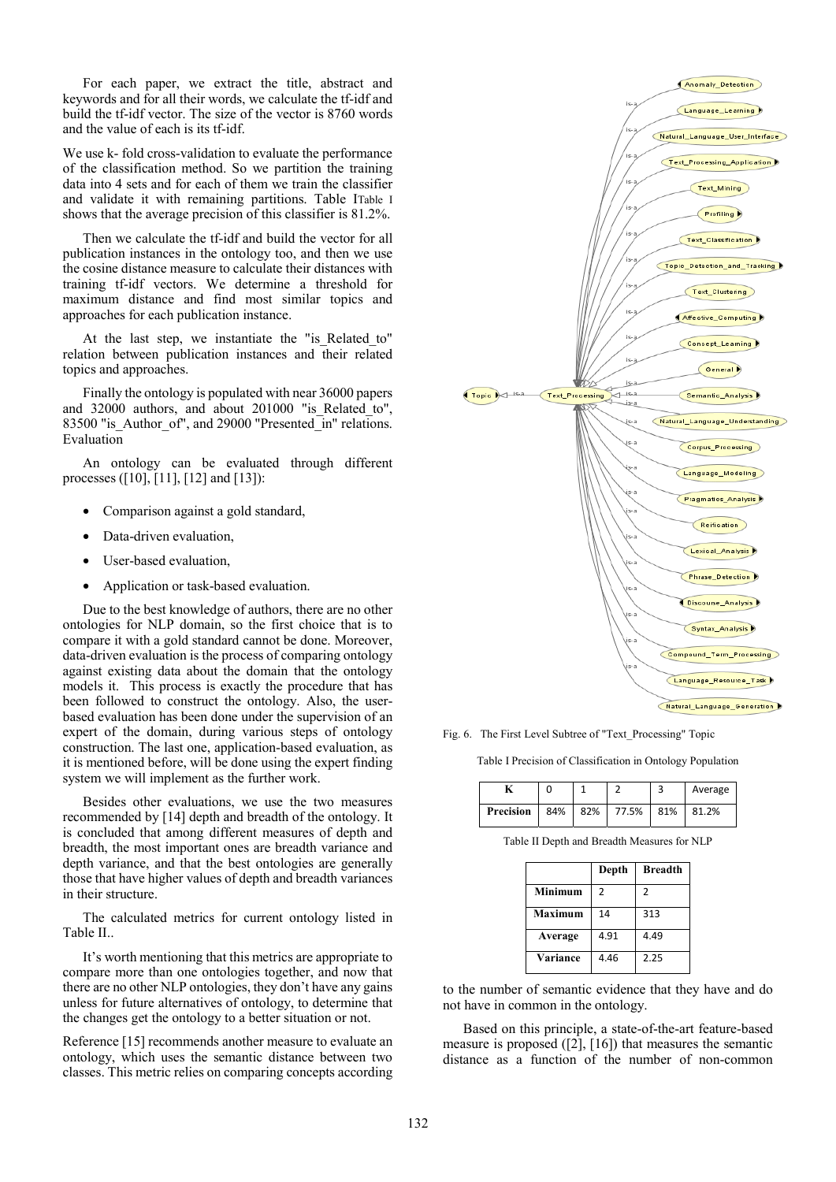For each paper, we extract the title, abstract and keywords and for all their words, we calculate the tf-idf and build the tf-idf vector. The size of the vector is 8760 words and the value of each is its tf-idf.

We use k- fold cross-validation to evaluate the performance of the classification method. So we partition the training data into 4 sets and for each of them we train the classifier and validate it with remaining partitions. Table ITable I shows that the average precision of this classifier is 81.2%.

Then we calculate the tf-idf and build the vector for all publication instances in the ontology too, and then we use the cosine distance measure to calculate their distances with training tf-idf vectors. We determine a threshold for maximum distance and find most similar topics and approaches for each publication instance.

At the last step, we instantiate the "is_Related_to" relation between publication instances and their related topics and approaches.

Finally the ontology is populated with near 36000 papers and 32000 authors, and about 201000 "is_Related_to", 83500 "is_Author_of", and 29000 "Presented_in" relations. Evaluation

An ontology can be evaluated through different processes ([10], [11], [12] and [13]):

- Comparison against a gold standard,
- Data-driven evaluation,
- User-based evaluation,
- Application or task-based evaluation.

Due to the best knowledge of authors, there are no other ontologies for NLP domain, so the first choice that is to compare it with a gold standard cannot be done. Moreover, data-driven evaluation is the process of comparing ontology against existing data about the domain that the ontology models it. This process is exactly the procedure that has been followed to construct the ontology. Also, the user-based evaluation has been done under the supervision of an expert of the domain, during various steps of ontology construction. The last one, application-based evaluation, as it is mentioned before, will be done using the expert finding system we will implement as the further work.

Besides other evaluations, we use the two measures recommended by [14] depth and breadth of the ontology. It is concluded that among different measures of depth and breadth, the most important ones are breadth variance and depth variance, and that the best ontologies are generally those that have higher values of depth and breadth variances in their structure.

The calculated metrics for current ontology listed in Table II..

It's worth mentioning that this metrics are appropriate to compare more than one ontologies together, and now that there are no other NLP ontologies, they don't have any gains unless for future alternatives of ontology, to determine that the changes get the ontology to a better situation or not.

Reference [15] recommends another measure to evaluate an ontology, which uses the semantic distance between two classes. This metric relies on comparing concepts according to the number of semantic evidence that they have and do not have in common in the ontology.

Based on this principle, a state-of-the-art feature-based measure is proposed ([2], [16]) that measures the semantic distance as a function of the number of non-common

Fig. 6. The First Level Subtree of "Text_Processing" Topic

Table I Precision of Classification in Ontology Population

| K | 0 | 1 | 2 | 3 | Average |
|---|---|---|---|---|---|
| Precision | 84% | 82% | 77.5% | 81% | 81.2% |

Table II Depth and Breadth Measures for NLP

| | Depth | Breadth |
|---|---|---|
| Minimum | 2 | 2 |
| Maximum | 14 | 313 |
| Average | 4.91 | 4.49 |
| Variance | 4.46 | 2.25 |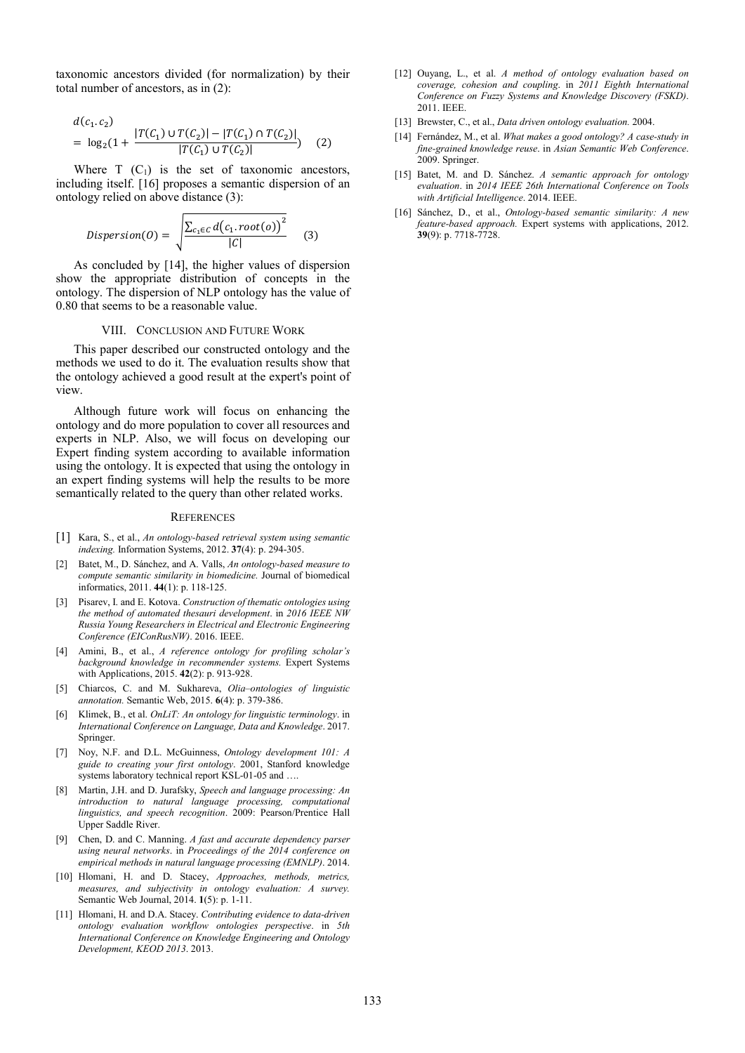taxonomic ancestors divided (for normalization) by their total number of ancestors, as in (2):

$$d(c_1.c_2) = \log_2(1 + \frac{|T(C_1) \cup T(C_2)| - |T(C_1) \cap T(C_2)|}{|T(C_1) \cup T(C_2)|}) \quad (2)$$

Where T ($C_1$) is the set of taxonomic ancestors, including itself. [16] proposes a semantic dispersion of an ontology relied on above distance (3):

$$Dispersion(O) = \sqrt{\frac{\sum_{c_1 \in C} d(c_1.root(o))^2}{|C|}} \quad (3)$$

As concluded by [14], the higher values of dispersion show the appropriate distribution of concepts in the ontology. The dispersion of NLP ontology has the value of 0.80 that seems to be a reasonable value.

## VIII. Conclusion and Future Work

This paper described our constructed ontology and the methods we used to do it. The evaluation results show that the ontology achieved a good result at the expert's point of view.

Although future work will focus on enhancing the ontology and do more population to cover all resources and experts in NLP. Also, we will focus on developing our Expert finding system according to available information using the ontology. It is expected that using the ontology in an expert finding systems will help the results to be more semantically related to the query than other related works.

## References

[1] Kara, S., et al., *An ontology-based retrieval system using semantic indexing.* Information Systems, 2012. **37**(4): p. 294-305.

[2] Batet, M., D. Sánchez, and A. Valls, *An ontology-based measure to compute semantic similarity in biomedicine.* Journal of biomedical informatics, 2011. **44**(1): p. 118-125.

[3] Pisarev, I. and E. Kotova. *Construction of thematic ontologies using the method of automated thesauri development*. in *2016 IEEE NW Russia Young Researchers in Electrical and Electronic Engineering Conference (EIConRusNW)*. 2016. IEEE.

[4] Amini, B., et al., *A reference ontology for profiling scholar's background knowledge in recommender systems.* Expert Systems with Applications, 2015. **42**(2): p. 913-928.

[5] Chiarcos, C. and M. Sukhareva, *Olia–ontologies of linguistic annotation.* Semantic Web, 2015. **6**(4): p. 379-386.

[6] Klimek, B., et al. *OnLiT: An ontology for linguistic terminology*. in *International Conference on Language, Data and Knowledge*. 2017. Springer.

[7] Noy, N.F. and D.L. McGuinness, *Ontology development 101: A guide to creating your first ontology*. 2001, Stanford knowledge systems laboratory technical report KSL-01-05 and ….

[8] Martin, J.H. and D. Jurafsky, *Speech and language processing: An introduction to natural language processing, computational linguistics, and speech recognition*. 2009: Pearson/Prentice Hall Upper Saddle River.

[9] Chen, D. and C. Manning. *A fast and accurate dependency parser using neural networks*. in *Proceedings of the 2014 conference on empirical methods in natural language processing (EMNLP)*. 2014.

[10] Hlomani, H. and D. Stacey, *Approaches, methods, metrics, measures, and subjectivity in ontology evaluation: A survey.* Semantic Web Journal, 2014. **1**(5): p. 1-11.

[11] Hlomani, H. and D.A. Stacey. *Contributing evidence to data-driven ontology evaluation workflow ontologies perspective*. in *5th International Conference on Knowledge Engineering and Ontology Development, KEOD 2013*. 2013.

[12] Ouyang, L., et al. *A method of ontology evaluation based on coverage, cohesion and coupling*. in *2011 Eighth International Conference on Fuzzy Systems and Knowledge Discovery (FSKD)*. 2011. IEEE.

[13] Brewster, C., et al., *Data driven ontology evaluation.* 2004.

[14] Fernández, M., et al. *What makes a good ontology? A case-study in fine-grained knowledge reuse*. in *Asian Semantic Web Conference*. 2009. Springer.

[15] Batet, M. and D. Sánchez. *A semantic approach for ontology evaluation*. in *2014 IEEE 26th International Conference on Tools with Artificial Intelligence*. 2014. IEEE.

[16] Sánchez, D., et al., *Ontology-based semantic similarity: A new feature-based approach.* Expert systems with applications, 2012. **39**(9): p. 7718-7728.